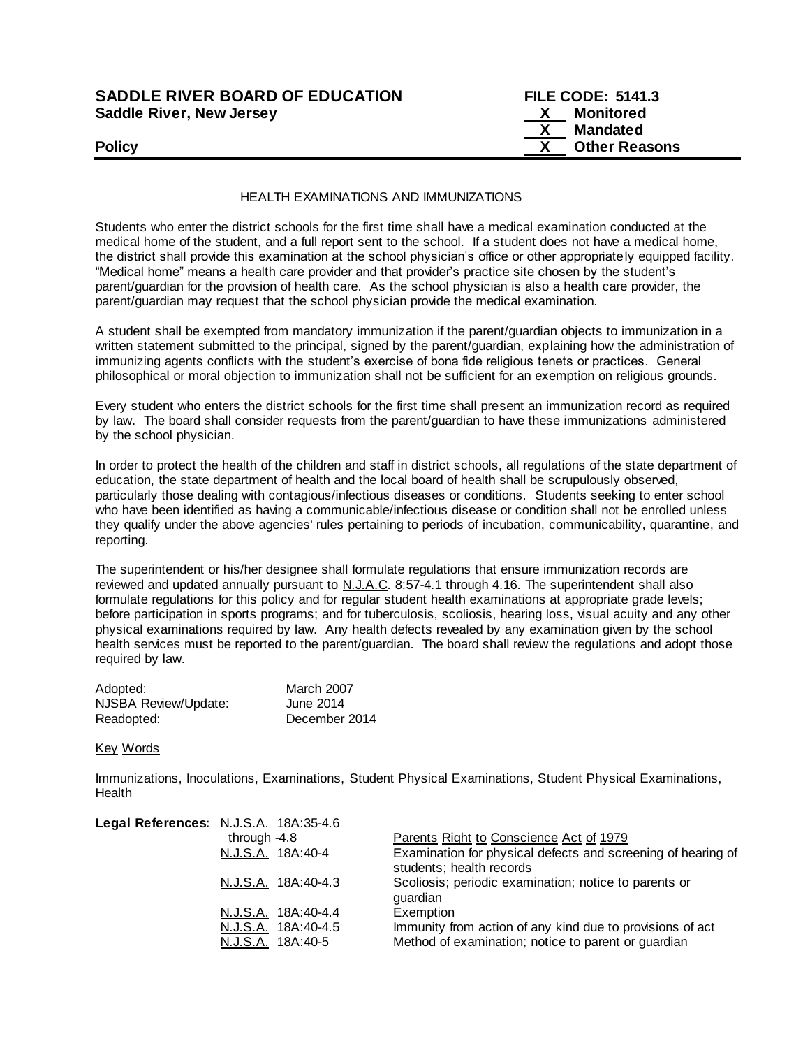**SADDLE RIVER BOARD OF EDUCATION**
**Saddle River, New Jersey**

**FILE CODE: 5141.3**
**X Monitored**
**X Mandated**
**X Other Reasons**

**Policy**

HEALTH EXAMINATIONS AND IMMUNIZATIONS

Students who enter the district schools for the first time shall have a medical examination conducted at the medical home of the student, and a full report sent to the school. If a student does not have a medical home, the district shall provide this examination at the school physician's office or other appropriately equipped facility. "Medical home" means a health care provider and that provider's practice site chosen by the student's parent/guardian for the provision of health care. As the school physician is also a health care provider, the parent/guardian may request that the school physician provide the medical examination.

A student shall be exempted from mandatory immunization if the parent/guardian objects to immunization in a written statement submitted to the principal, signed by the parent/guardian, explaining how the administration of immunizing agents conflicts with the student's exercise of bona fide religious tenets or practices. General philosophical or moral objection to immunization shall not be sufficient for an exemption on religious grounds.

Every student who enters the district schools for the first time shall present an immunization record as required by law. The board shall consider requests from the parent/guardian to have these immunizations administered by the school physician.

In order to protect the health of the children and staff in district schools, all regulations of the state department of education, the state department of health and the local board of health shall be scrupulously observed, particularly those dealing with contagious/infectious diseases or conditions. Students seeking to enter school who have been identified as having a communicable/infectious disease or condition shall not be enrolled unless they qualify under the above agencies' rules pertaining to periods of incubation, communicability, quarantine, and reporting.

The superintendent or his/her designee shall formulate regulations that ensure immunization records are reviewed and updated annually pursuant to N.J.A.C. 8:57-4.1 through 4.16. The superintendent shall also formulate regulations for this policy and for regular student health examinations at appropriate grade levels; before participation in sports programs; and for tuberculosis, scoliosis, hearing loss, visual acuity and any other physical examinations required by law. Any health defects revealed by any examination given by the school health services must be reported to the parent/guardian. The board shall review the regulations and adopt those required by law.

| | |
|---|---|
| Adopted: | March 2007 |
| NJSBA Review/Update: | June 2014 |
| Readopted: | December 2014 |

Key Words

Immunizations, Inoculations, Examinations, Student Physical Examinations, Student Physical Examinations, Health

**Legal References:**

| | |
|---|---|
| N.J.S.A. 18A:35-4.6 through -4.8 | Parents Right to Conscience Act of 1979 |
| N.J.S.A. 18A:40-4 | Examination for physical defects and screening of hearing of students; health records |
| N.J.S.A. 18A:40-4.3 | Scoliosis; periodic examination; notice to parents or guardian |
| N.J.S.A. 18A:40-4.4 | Exemption |
| N.J.S.A. 18A:40-4.5 | Immunity from action of any kind due to provisions of act |
| N.J.S.A. 18A:40-5 | Method of examination; notice to parent or guardian |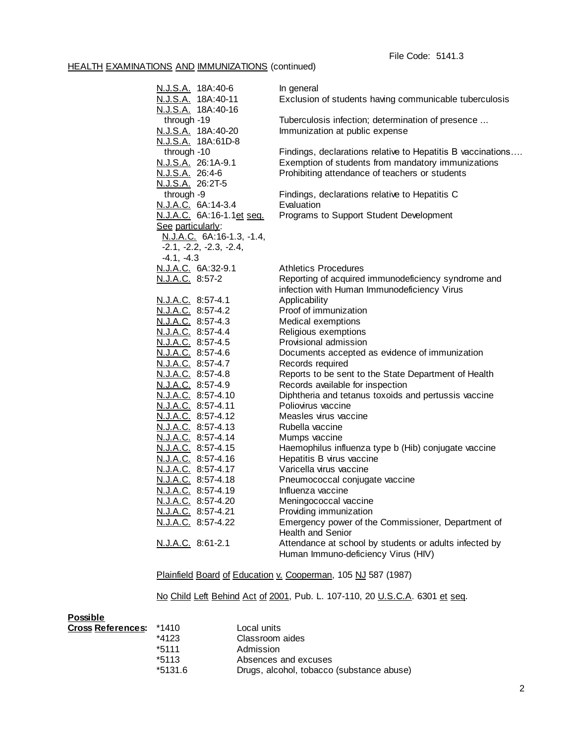File Code: 5141.3

HEALTH EXAMINATIONS AND IMMUNIZATIONS (continued)

| | |
|---|---|
| N.J.S.A. 18A:40-6 | In general |
| N.J.S.A. 18A:40-11 | Exclusion of students having communicable tuberculosis |
| N.J.S.A. 18A:40-16 through -19 | Tuberculosis infection; determination of presence ... |
| N.J.S.A. 18A:40-20 | Immunization at public expense |
| N.J.S.A. 18A:61D-8 through -10 | Findings, declarations relative to Hepatitis B vaccinations…. |
| N.J.S.A. 26:1A-9.1 | Exemption of students from mandatory immunizations |
| N.J.S.A. 26:4-6 | Prohibiting attendance of teachers or students |
| N.J.S.A. 26:2T-5 through -9 | Findings, declarations relative to Hepatitis C |
| N.J.A.C. 6A:14-3.4 | Evaluation |
| N.J.A.C. 6A:16-1.1et seq. | Programs to Support Student Development |
| See particularly: N.J.A.C. 6A:16-1.3, -1.4, -2.1, -2.2, -2.3, -2.4, -4.1, -4.3 | |
| N.J.A.C. 6A:32-9.1 | Athletics Procedures |
| N.J.A.C. 8:57-2 | Reporting of acquired immunodeficiency syndrome and infection with Human Immunodeficiency Virus |
| N.J.A.C. 8:57-4.1 | Applicability |
| N.J.A.C. 8:57-4.2 | Proof of immunization |
| N.J.A.C. 8:57-4.3 | Medical exemptions |
| N.J.A.C. 8:57-4.4 | Religious exemptions |
| N.J.A.C. 8:57-4.5 | Provisional admission |
| N.J.A.C. 8:57-4.6 | Documents accepted as evidence of immunization |
| N.J.A.C. 8:57-4.7 | Records required |
| N.J.A.C. 8:57-4.8 | Reports to be sent to the State Department of Health |
| N.J.A.C. 8:57-4.9 | Records available for inspection |
| N.J.A.C. 8:57-4.10 | Diphtheria and tetanus toxoids and pertussis vaccine |
| N.J.A.C. 8:57-4.11 | Poliovirus vaccine |
| N.J.A.C. 8:57-4.12 | Measles virus vaccine |
| N.J.A.C. 8:57-4.13 | Rubella vaccine |
| N.J.A.C. 8:57-4.14 | Mumps vaccine |
| N.J.A.C. 8:57-4.15 | Haemophilus influenza type b (Hib) conjugate vaccine |
| N.J.A.C. 8:57-4.16 | Hepatitis B virus vaccine |
| N.J.A.C. 8:57-4.17 | Varicella virus vaccine |
| N.J.A.C. 8:57-4.18 | Pneumococcal conjugate vaccine |
| N.J.A.C. 8:57-4.19 | Influenza vaccine |
| N.J.A.C. 8:57-4.20 | Meningococcal vaccine |
| N.J.A.C. 8:57-4.21 | Providing immunization |
| N.J.A.C. 8:57-4.22 | Emergency power of the Commissioner, Department of Health and Senior |
| N.J.A.C. 8:61-2.1 | Attendance at school by students or adults infected by Human Immuno-deficiency Virus (HIV) |

Plainfield Board of Education v. Cooperman, 105 NJ 587 (1987)

No Child Left Behind Act of 2001, Pub. L. 107-110, 20 U.S.C.A. 6301 et seq.

**Possible Cross References:**

| | |
|---|---|
| *1410 | Local units |
| *4123 | Classroom aides |
| *5111 | Admission |
| *5113 | Absences and excuses |
| *5131.6 | Drugs, alcohol, tobacco (substance abuse) |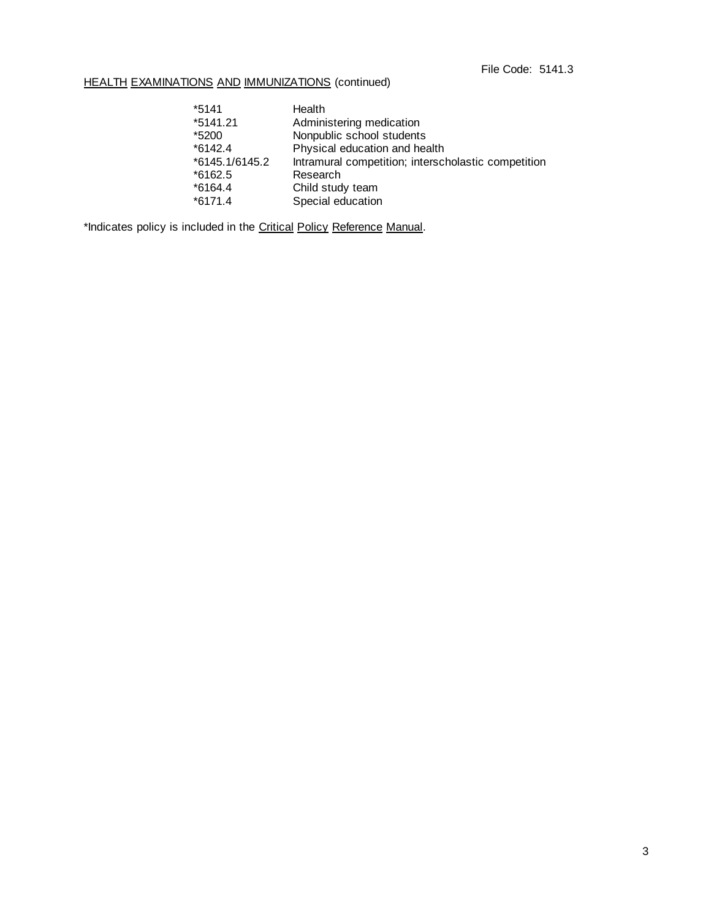File Code: 5141.3

HEALTH EXAMINATIONS AND IMMUNIZATIONS (continued)

| | |
|---|---|
| *5141 | Health |
| *5141.21 | Administering medication |
| *5200 | Nonpublic school students |
| *6142.4 | Physical education and health |
| *6145.1/6145.2 | Intramural competition; interscholastic competition |
| *6162.5 | Research |
| *6164.4 | Child study team |
| *6171.4 | Special education |

*Indicates policy is included in the Critical Policy Reference Manual.